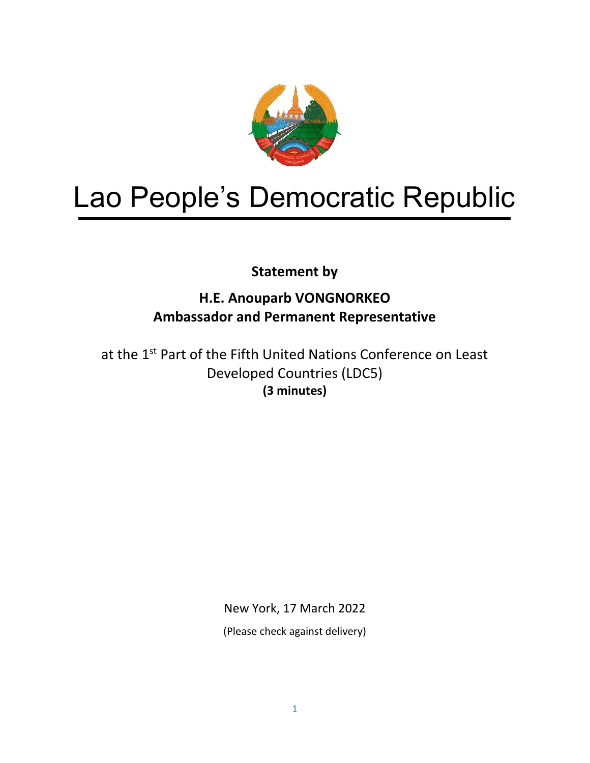# Lao People's Democratic Republic

**Statement by**

**H.E. Anouparb VONGNORKEO**
**Ambassador and Permanent Representative**

at the 1st Part of the Fifth United Nations Conference on Least Developed Countries (LDC5)
**(3 minutes)**

New York, 17 March 2022

(Please check against delivery)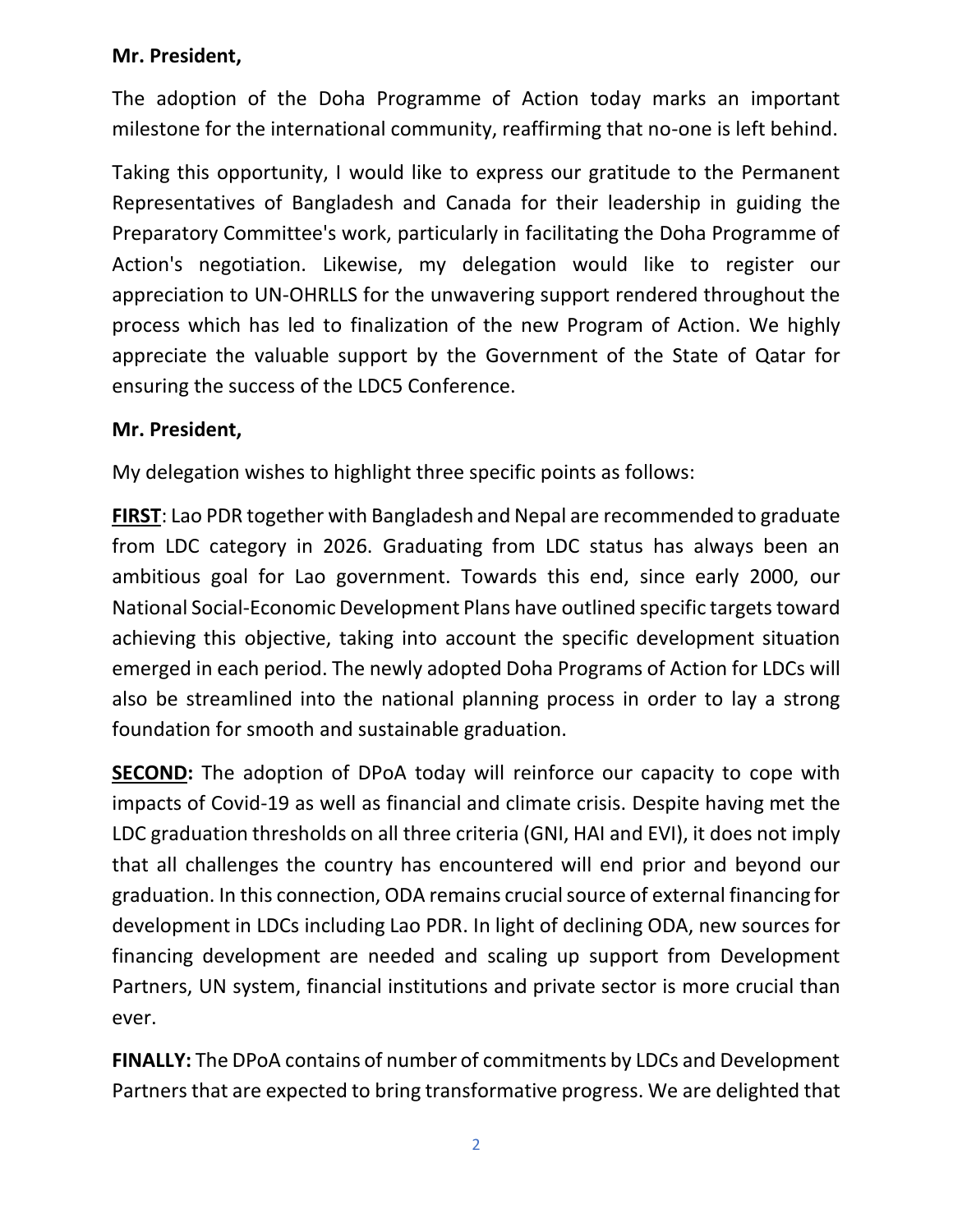**Mr. President,**

The adoption of the Doha Programme of Action today marks an important milestone for the international community, reaffirming that no-one is left behind.

Taking this opportunity, I would like to express our gratitude to the Permanent Representatives of Bangladesh and Canada for their leadership in guiding the Preparatory Committee's work, particularly in facilitating the Doha Programme of Action's negotiation. Likewise, my delegation would like to register our appreciation to UN-OHRLLS for the unwavering support rendered throughout the process which has led to finalization of the new Program of Action. We highly appreciate the valuable support by the Government of the State of Qatar for ensuring the success of the LDC5 Conference.

**Mr. President,**

My delegation wishes to highlight three specific points as follows:

**<u>FIRST</u>**: Lao PDR together with Bangladesh and Nepal are recommended to graduate from LDC category in 2026. Graduating from LDC status has always been an ambitious goal for Lao government. Towards this end, since early 2000, our National Social-Economic Development Plans have outlined specific targets toward achieving this objective, taking into account the specific development situation emerged in each period. The newly adopted Doha Programs of Action for LDCs will also be streamlined into the national planning process in order to lay a strong foundation for smooth and sustainable graduation.

**<u>SECOND</u>:** The adoption of DPoA today will reinforce our capacity to cope with impacts of Covid-19 as well as financial and climate crisis. Despite having met the LDC graduation thresholds on all three criteria (GNI, HAI and EVI), it does not imply that all challenges the country has encountered will end prior and beyond our graduation. In this connection, ODA remains crucial source of external financing for development in LDCs including Lao PDR. In light of declining ODA, new sources for financing development are needed and scaling up support from Development Partners, UN system, financial institutions and private sector is more crucial than ever.

**FINALLY:** The DPoA contains of number of commitments by LDCs and Development Partners that are expected to bring transformative progress. We are delighted that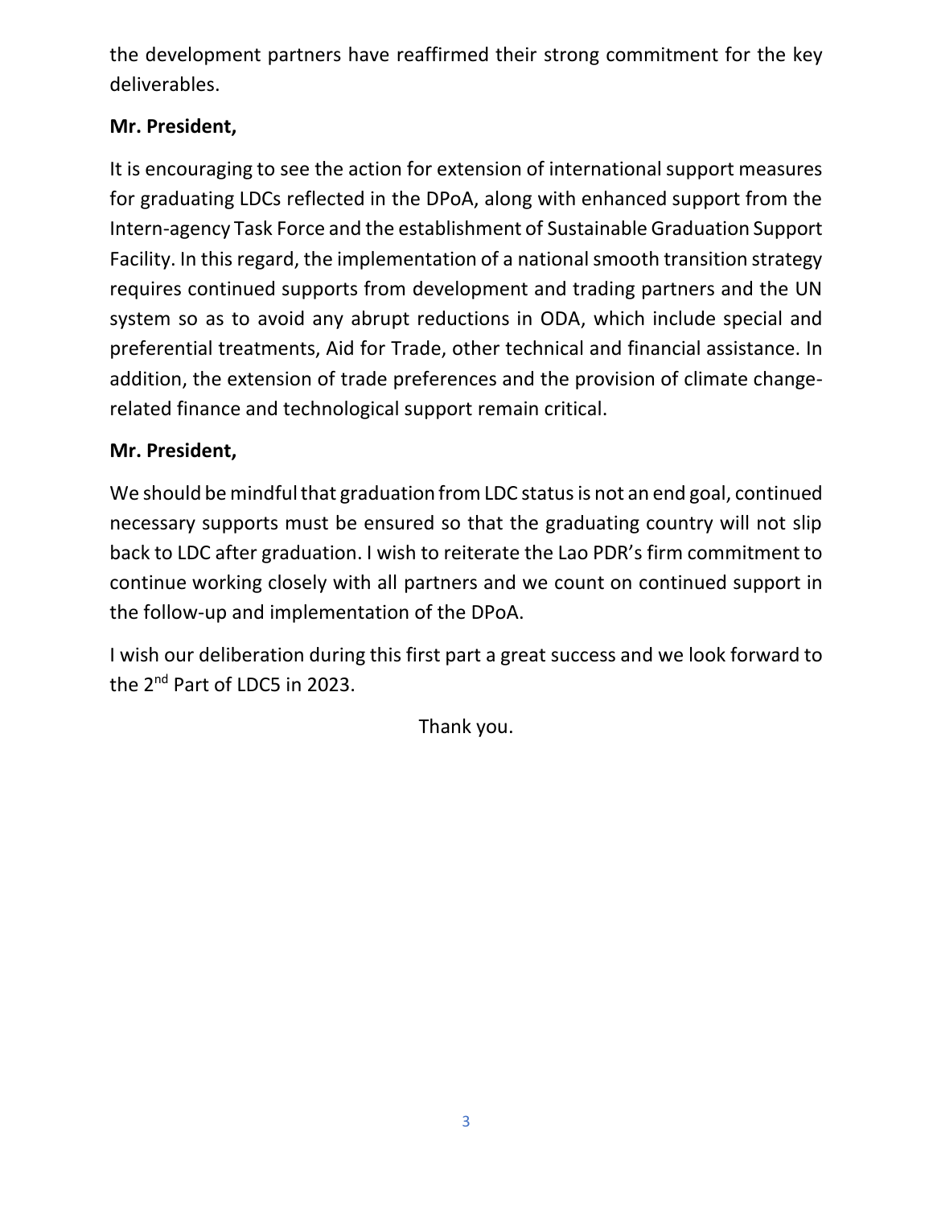the development partners have reaffirmed their strong commitment for the key deliverables.

**Mr. President,**

It is encouraging to see the action for extension of international support measures for graduating LDCs reflected in the DPoA, along with enhanced support from the Intern-agency Task Force and the establishment of Sustainable Graduation Support Facility. In this regard, the implementation of a national smooth transition strategy requires continued supports from development and trading partners and the UN system so as to avoid any abrupt reductions in ODA, which include special and preferential treatments, Aid for Trade, other technical and financial assistance. In addition, the extension of trade preferences and the provision of climate change-related finance and technological support remain critical.

**Mr. President,**

We should be mindful that graduation from LDC status is not an end goal, continued necessary supports must be ensured so that the graduating country will not slip back to LDC after graduation. I wish to reiterate the Lao PDR's firm commitment to continue working closely with all partners and we count on continued support in the follow-up and implementation of the DPoA.

I wish our deliberation during this first part a great success and we look forward to the 2nd Part of LDC5 in 2023.

Thank you.